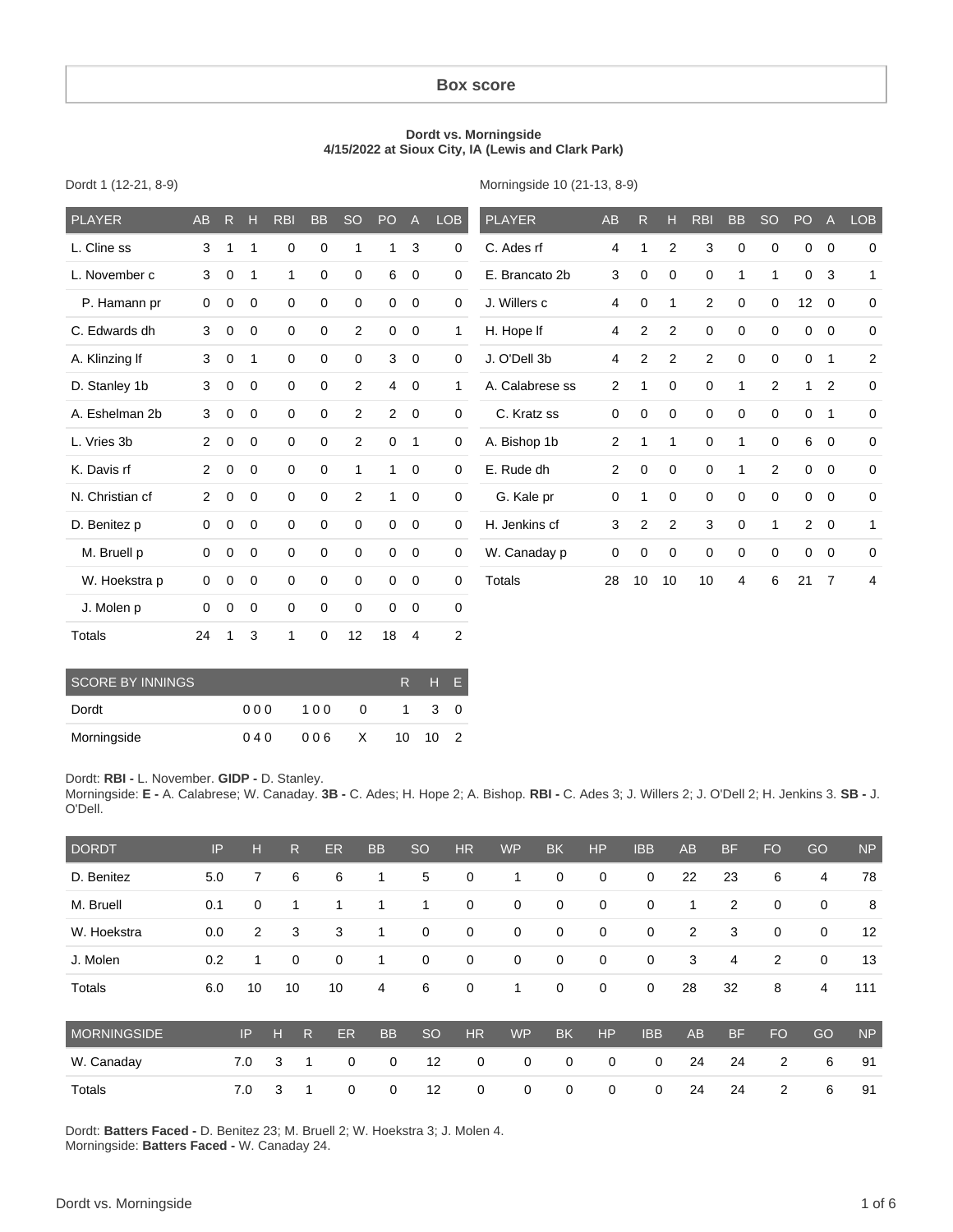# Box score

**Dordt vs. Morningside**
**4/15/2022 at Sioux City, IA (Lewis and Clark Park)**

Dordt 1 (12-21, 8-9)

| PLAYER | AB | R | H | RBI | BB | SO | PO | A | LOB |
|---|---|---|---|---|---|---|---|---|---|
| L. Cline ss | 3 | 1 | 1 | 0 | 0 | 1 | 1 | 3 | 0 |
| L. November c | 3 | 0 | 1 | 1 | 0 | 0 | 6 | 0 | 0 |
| P. Hamann pr | 0 | 0 | 0 | 0 | 0 | 0 | 0 | 0 | 0 |
| C. Edwards dh | 3 | 0 | 0 | 0 | 0 | 2 | 0 | 0 | 1 |
| A. Klinzing lf | 3 | 0 | 1 | 0 | 0 | 0 | 3 | 0 | 0 |
| D. Stanley 1b | 3 | 0 | 0 | 0 | 0 | 2 | 4 | 0 | 1 |
| A. Eshelman 2b | 3 | 0 | 0 | 0 | 0 | 2 | 2 | 0 | 0 |
| L. Vries 3b | 2 | 0 | 0 | 0 | 0 | 2 | 0 | 1 | 0 |
| K. Davis rf | 2 | 0 | 0 | 0 | 0 | 1 | 1 | 0 | 0 |
| N. Christian cf | 2 | 0 | 0 | 0 | 0 | 2 | 1 | 0 | 0 |
| D. Benitez p | 0 | 0 | 0 | 0 | 0 | 0 | 0 | 0 | 0 |
| M. Bruell p | 0 | 0 | 0 | 0 | 0 | 0 | 0 | 0 | 0 |
| W. Hoekstra p | 0 | 0 | 0 | 0 | 0 | 0 | 0 | 0 | 0 |
| J. Molen p | 0 | 0 | 0 | 0 | 0 | 0 | 0 | 0 | 0 |
| Totals | 24 | 1 | 3 | 1 | 0 | 12 | 18 | 4 | 2 |

Morningside 10 (21-13, 8-9)

| PLAYER | AB | R | H | RBI | BB | SO | PO | A | LOB |
|---|---|---|---|---|---|---|---|---|---|
| C. Ades rf | 4 | 1 | 2 | 3 | 0 | 0 | 0 | 0 | 0 |
| E. Brancato 2b | 3 | 0 | 0 | 0 | 1 | 1 | 0 | 3 | 1 |
| J. Willers c | 4 | 0 | 1 | 2 | 0 | 0 | 12 | 0 | 0 |
| H. Hope lf | 4 | 2 | 2 | 0 | 0 | 0 | 0 | 0 | 0 |
| J. O'Dell 3b | 4 | 2 | 2 | 2 | 0 | 0 | 0 | 1 | 2 |
| A. Calabrese ss | 2 | 1 | 0 | 0 | 1 | 2 | 1 | 2 | 0 |
| C. Kratz ss | 0 | 0 | 0 | 0 | 0 | 0 | 0 | 1 | 0 |
| A. Bishop 1b | 2 | 1 | 1 | 0 | 1 | 0 | 6 | 0 | 0 |
| E. Rude dh | 2 | 0 | 0 | 0 | 1 | 2 | 0 | 0 | 0 |
| G. Kale pr | 0 | 1 | 0 | 0 | 0 | 0 | 0 | 0 | 0 |
| H. Jenkins cf | 3 | 2 | 2 | 3 | 0 | 1 | 2 | 0 | 1 |
| W. Canaday p | 0 | 0 | 0 | 0 | 0 | 0 | 0 | 0 | 0 |
| Totals | 28 | 10 | 10 | 10 | 4 | 6 | 21 | 7 | 4 |

| SCORE BY INNINGS | | | | R | H | E |
|---|---|---|---|---|---|---|
| Dordt | 000 | 100 | 0 | 1 | 3 | 0 |
| Morningside | 040 | 006 | X | 10 | 10 | 2 |

Dordt: **RBI -** L. November. **GIDP -** D. Stanley.
Morningside: **E -** A. Calabrese; W. Canaday. **3B -** C. Ades; H. Hope 2; A. Bishop. **RBI -** C. Ades 3; J. Willers 2; J. O'Dell 2; H. Jenkins 3. **SB -** J. O'Dell.

| DORDT | IP | H | R | ER | BB | SO | HR | WP | BK | HP | IBB | AB | BF | FO | GO | NP |
|---|---|---|---|---|---|---|---|---|---|---|---|---|---|---|---|---|
| D. Benitez | 5.0 | 7 | 6 | 6 | 1 | 5 | 0 | 1 | 0 | 0 | 0 | 22 | 23 | 6 | 4 | 78 |
| M. Bruell | 0.1 | 0 | 1 | 1 | 1 | 1 | 0 | 0 | 0 | 0 | 0 | 1 | 2 | 0 | 0 | 8 |
| W. Hoekstra | 0.0 | 2 | 3 | 3 | 1 | 0 | 0 | 0 | 0 | 0 | 0 | 2 | 3 | 0 | 0 | 12 |
| J. Molen | 0.2 | 1 | 0 | 0 | 1 | 0 | 0 | 0 | 0 | 0 | 0 | 3 | 4 | 2 | 0 | 13 |
| Totals | 6.0 | 10 | 10 | 10 | 4 | 6 | 0 | 1 | 0 | 0 | 0 | 28 | 32 | 8 | 4 | 111 |

| MORNINGSIDE | IP | H | R | ER | BB | SO | HR | WP | BK | HP | IBB | AB | BF | FO | GO | NP |
|---|---|---|---|---|---|---|---|---|---|---|---|---|---|---|---|---|
| W. Canaday | 7.0 | 3 | 1 | 0 | 0 | 12 | 0 | 0 | 0 | 0 | 0 | 24 | 24 | 2 | 6 | 91 |
| Totals | 7.0 | 3 | 1 | 0 | 0 | 12 | 0 | 0 | 0 | 0 | 0 | 24 | 24 | 2 | 6 | 91 |

Dordt: **Batters Faced -** D. Benitez 23; M. Bruell 2; W. Hoekstra 3; J. Molen 4.
Morningside: **Batters Faced -** W. Canaday 24.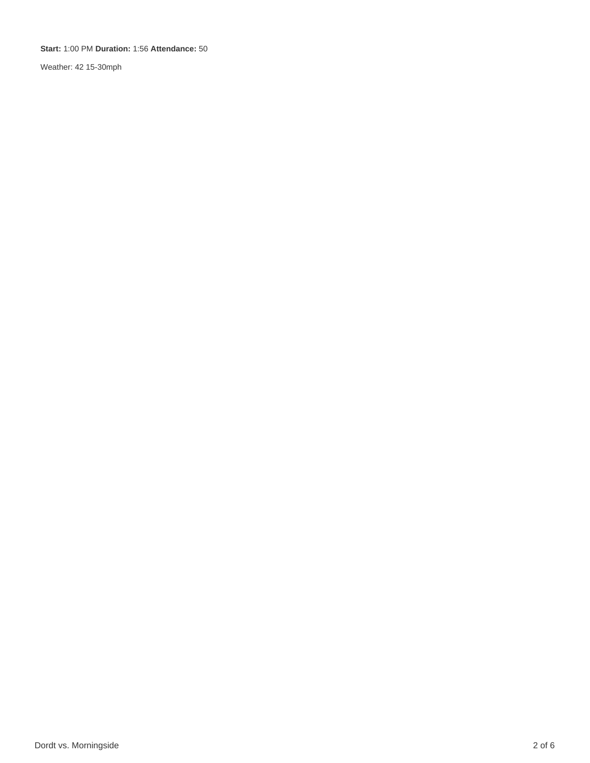**Start:** 1:00 PM **Duration:** 1:56 **Attendance:** 50

Weather: 42 15-30mph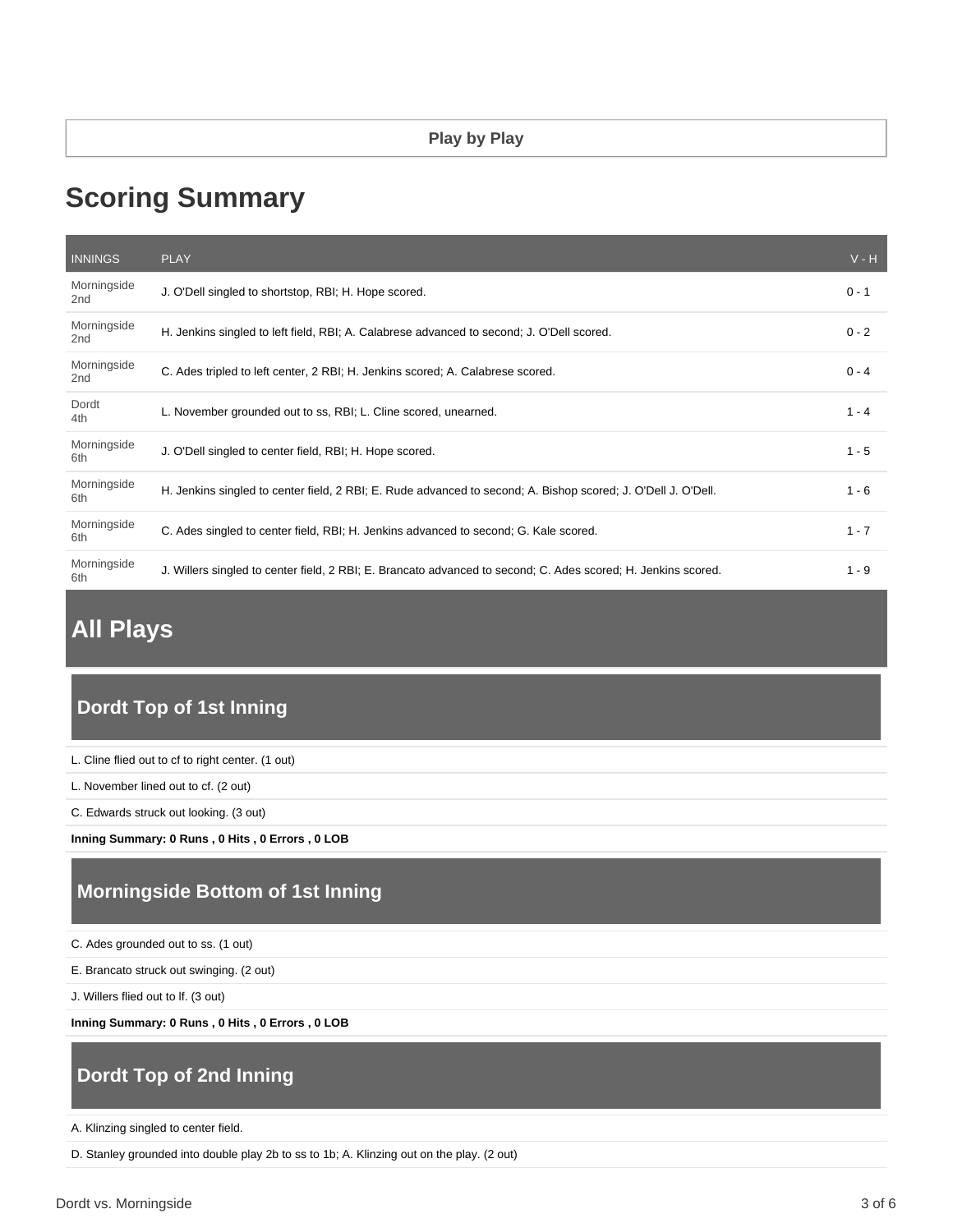Play by Play

# Scoring Summary

| INNINGS | PLAY | V - H |
|---|---|---|
| Morningside 2nd | J. O'Dell singled to shortstop, RBI; H. Hope scored. | 0 - 1 |
| Morningside 2nd | H. Jenkins singled to left field, RBI; A. Calabrese advanced to second; J. O'Dell scored. | 0 - 2 |
| Morningside 2nd | C. Ades tripled to left center, 2 RBI; H. Jenkins scored; A. Calabrese scored. | 0 - 4 |
| Dordt 4th | L. November grounded out to ss, RBI; L. Cline scored, unearned. | 1 - 4 |
| Morningside 6th | J. O'Dell singled to center field, RBI; H. Hope scored. | 1 - 5 |
| Morningside 6th | H. Jenkins singled to center field, 2 RBI; E. Rude advanced to second; A. Bishop scored; J. O'Dell J. O'Dell. | 1 - 6 |
| Morningside 6th | C. Ades singled to center field, RBI; H. Jenkins advanced to second; G. Kale scored. | 1 - 7 |
| Morningside 6th | J. Willers singled to center field, 2 RBI; E. Brancato advanced to second; C. Ades scored; H. Jenkins scored. | 1 - 9 |

## All Plays

### Dordt Top of 1st Inning

L. Cline flied out to cf to right center. (1 out)

L. November lined out to cf. (2 out)

C. Edwards struck out looking. (3 out)

**Inning Summary: 0 Runs , 0 Hits , 0 Errors , 0 LOB**

### Morningside Bottom of 1st Inning

C. Ades grounded out to ss. (1 out)

E. Brancato struck out swinging. (2 out)

J. Willers flied out to lf. (3 out)

**Inning Summary: 0 Runs , 0 Hits , 0 Errors , 0 LOB**

### Dordt Top of 2nd Inning

A. Klinzing singled to center field.

D. Stanley grounded into double play 2b to ss to 1b; A. Klinzing out on the play. (2 out)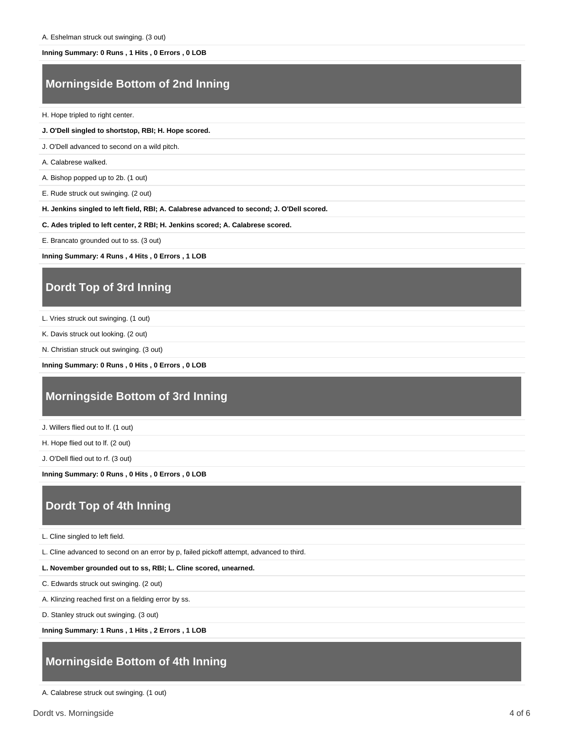A. Eshelman struck out swinging. (3 out)

**Inning Summary: 0 Runs , 1 Hits , 0 Errors , 0 LOB**

## Morningside Bottom of 2nd Inning

H. Hope tripled to right center.

**J. O'Dell singled to shortstop, RBI; H. Hope scored.**

J. O'Dell advanced to second on a wild pitch.

A. Calabrese walked.

A. Bishop popped up to 2b. (1 out)

E. Rude struck out swinging. (2 out)

**H. Jenkins singled to left field, RBI; A. Calabrese advanced to second; J. O'Dell scored.**

**C. Ades tripled to left center, 2 RBI; H. Jenkins scored; A. Calabrese scored.**

E. Brancato grounded out to ss. (3 out)

**Inning Summary: 4 Runs , 4 Hits , 0 Errors , 1 LOB**

## Dordt Top of 3rd Inning

L. Vries struck out swinging. (1 out)

K. Davis struck out looking. (2 out)

N. Christian struck out swinging. (3 out)

**Inning Summary: 0 Runs , 0 Hits , 0 Errors , 0 LOB**

## Morningside Bottom of 3rd Inning

J. Willers flied out to lf. (1 out)

H. Hope flied out to lf. (2 out)

J. O'Dell flied out to rf. (3 out)

**Inning Summary: 0 Runs , 0 Hits , 0 Errors , 0 LOB**

## Dordt Top of 4th Inning

L. Cline singled to left field.

L. Cline advanced to second on an error by p, failed pickoff attempt, advanced to third.

**L. November grounded out to ss, RBI; L. Cline scored, unearned.**

C. Edwards struck out swinging. (2 out)

A. Klinzing reached first on a fielding error by ss.

D. Stanley struck out swinging. (3 out)

**Inning Summary: 1 Runs , 1 Hits , 2 Errors , 1 LOB**

## Morningside Bottom of 4th Inning

A. Calabrese struck out swinging. (1 out)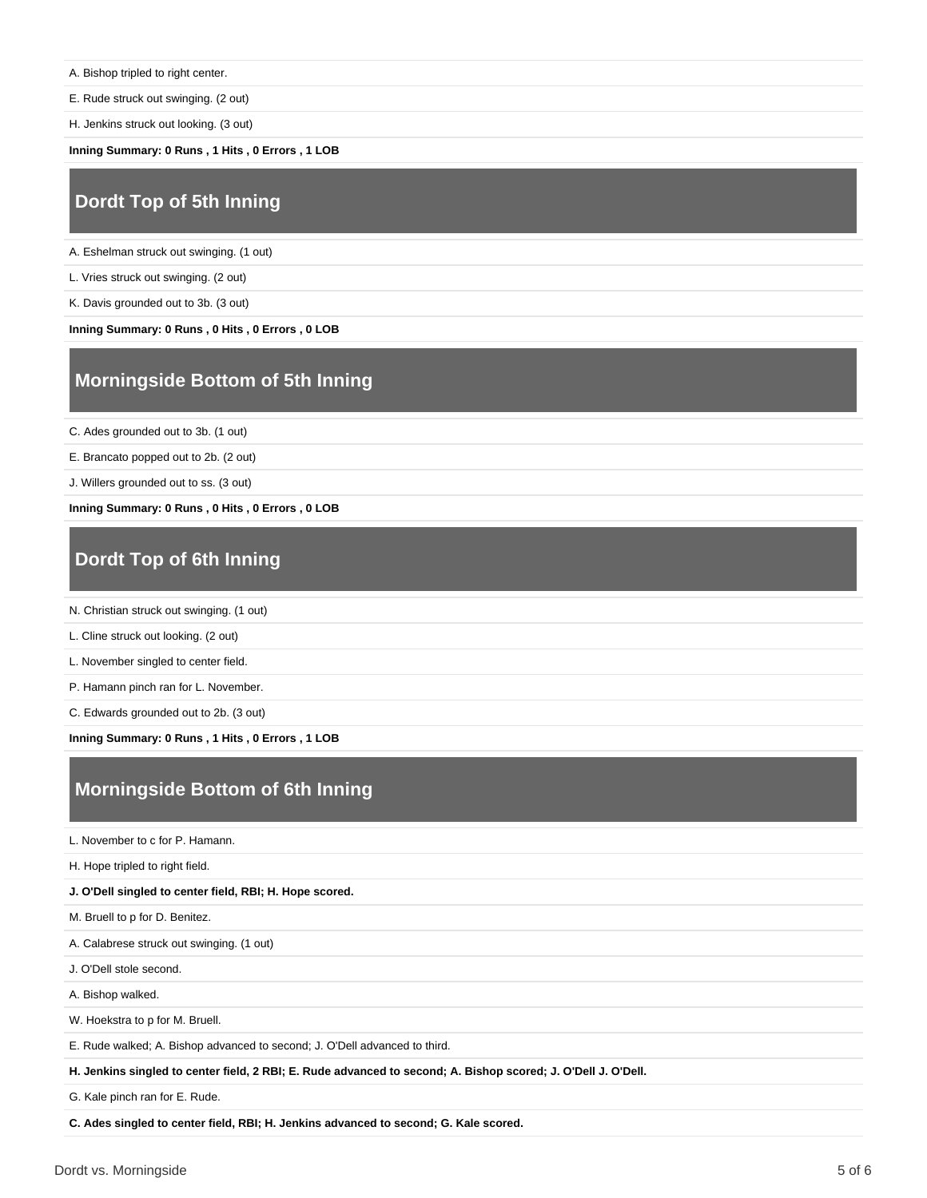A. Bishop tripled to right center.

E. Rude struck out swinging. (2 out)

H. Jenkins struck out looking. (3 out)

**Inning Summary: 0 Runs , 1 Hits , 0 Errors , 1 LOB**

## Dordt Top of 5th Inning

A. Eshelman struck out swinging. (1 out)

L. Vries struck out swinging. (2 out)

K. Davis grounded out to 3b. (3 out)

**Inning Summary: 0 Runs , 0 Hits , 0 Errors , 0 LOB**

## Morningside Bottom of 5th Inning

C. Ades grounded out to 3b. (1 out)

E. Brancato popped out to 2b. (2 out)

J. Willers grounded out to ss. (3 out)

**Inning Summary: 0 Runs , 0 Hits , 0 Errors , 0 LOB**

## Dordt Top of 6th Inning

N. Christian struck out swinging. (1 out)

L. Cline struck out looking. (2 out)

L. November singled to center field.

P. Hamann pinch ran for L. November.

C. Edwards grounded out to 2b. (3 out)

**Inning Summary: 0 Runs , 1 Hits , 0 Errors , 1 LOB**

## Morningside Bottom of 6th Inning

L. November to c for P. Hamann.

H. Hope tripled to right field.

**J. O'Dell singled to center field, RBI; H. Hope scored.**

M. Bruell to p for D. Benitez.

A. Calabrese struck out swinging. (1 out)

J. O'Dell stole second.

A. Bishop walked.

W. Hoekstra to p for M. Bruell.

E. Rude walked; A. Bishop advanced to second; J. O'Dell advanced to third.

**H. Jenkins singled to center field, 2 RBI; E. Rude advanced to second; A. Bishop scored; J. O'Dell J. O'Dell.**

G. Kale pinch ran for E. Rude.

**C. Ades singled to center field, RBI; H. Jenkins advanced to second; G. Kale scored.**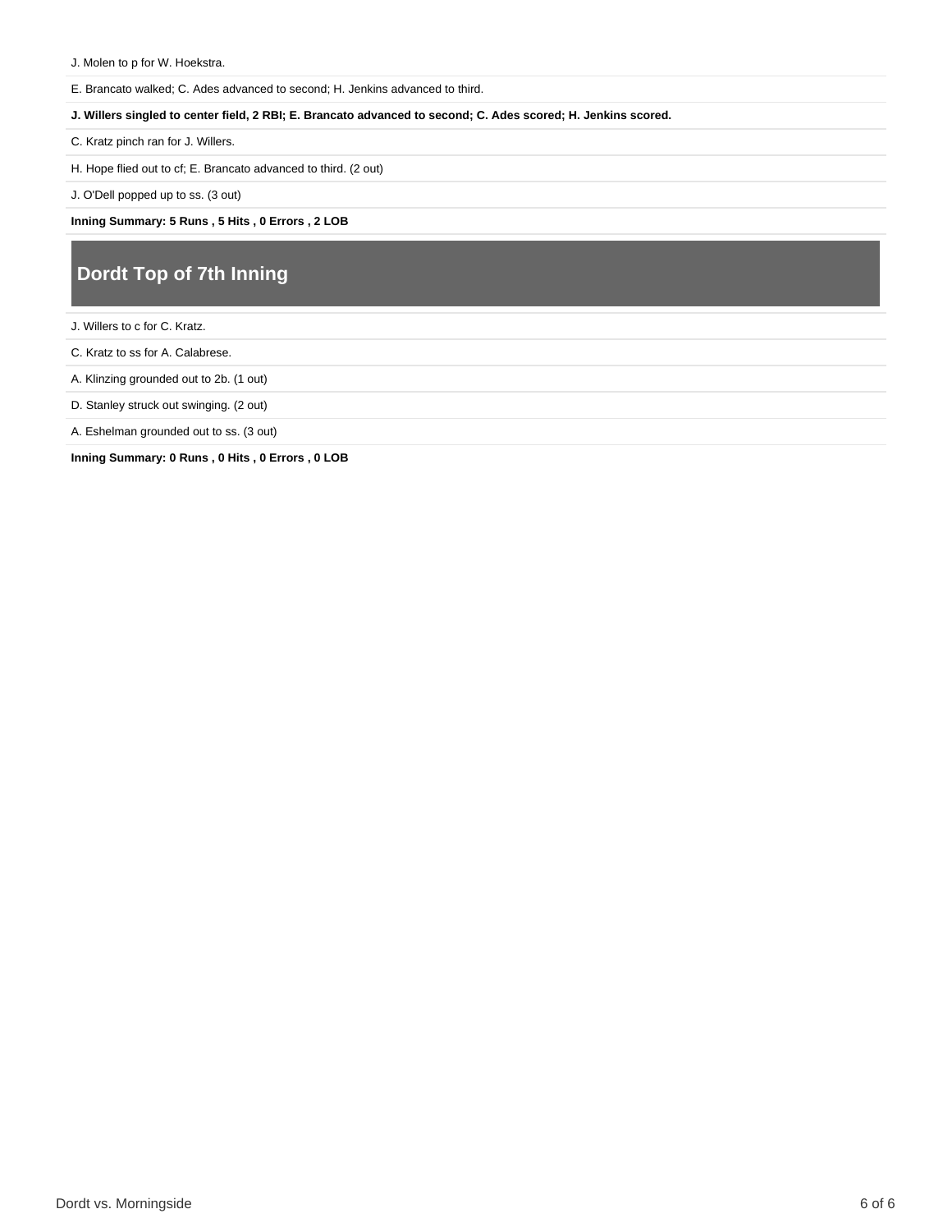J. Molen to p for W. Hoekstra.

E. Brancato walked; C. Ades advanced to second; H. Jenkins advanced to third.

**J. Willers singled to center field, 2 RBI; E. Brancato advanced to second; C. Ades scored; H. Jenkins scored.**

C. Kratz pinch ran for J. Willers.

H. Hope flied out to cf; E. Brancato advanced to third. (2 out)

J. O'Dell popped up to ss. (3 out)

**Inning Summary: 5 Runs , 5 Hits , 0 Errors , 2 LOB**

## Dordt Top of 7th Inning

J. Willers to c for C. Kratz.

C. Kratz to ss for A. Calabrese.

A. Klinzing grounded out to 2b. (1 out)

D. Stanley struck out swinging. (2 out)

A. Eshelman grounded out to ss. (3 out)

**Inning Summary: 0 Runs , 0 Hits , 0 Errors , 0 LOB**